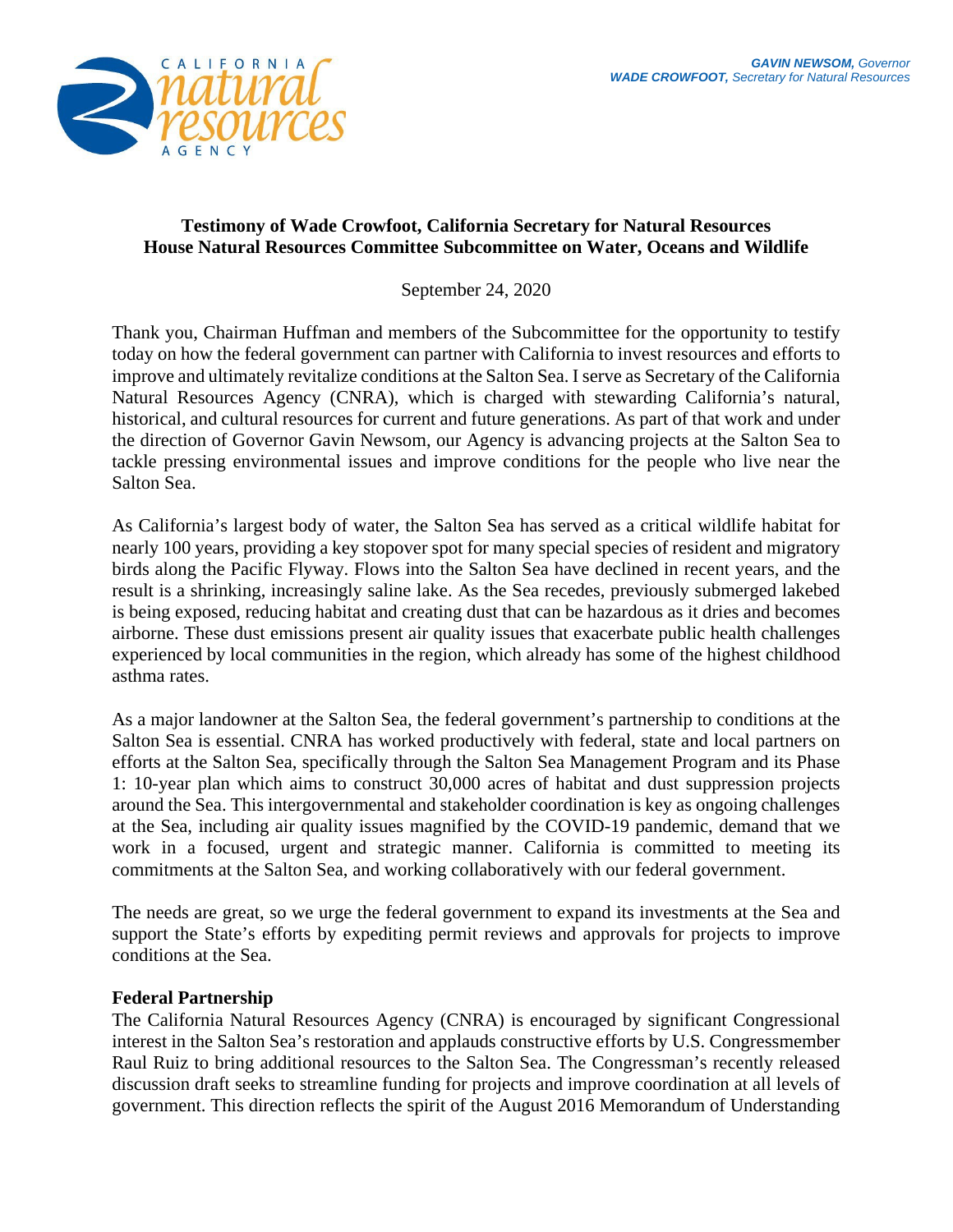CALIFORNIA natural resources AGENCY

***GAVIN NEWSOM,** Governor*
***WADE CROWFOOT,** Secretary for Natural Resources*

**Testimony of Wade Crowfoot, California Secretary for Natural Resources**
**House Natural Resources Committee Subcommittee on Water, Oceans and Wildlife**

September 24, 2020

Thank you, Chairman Huffman and members of the Subcommittee for the opportunity to testify today on how the federal government can partner with California to invest resources and efforts to improve and ultimately revitalize conditions at the Salton Sea. I serve as Secretary of the California Natural Resources Agency (CNRA), which is charged with stewarding California's natural, historical, and cultural resources for current and future generations. As part of that work and under the direction of Governor Gavin Newsom, our Agency is advancing projects at the Salton Sea to tackle pressing environmental issues and improve conditions for the people who live near the Salton Sea.

As California's largest body of water, the Salton Sea has served as a critical wildlife habitat for nearly 100 years, providing a key stopover spot for many special species of resident and migratory birds along the Pacific Flyway. Flows into the Salton Sea have declined in recent years, and the result is a shrinking, increasingly saline lake. As the Sea recedes, previously submerged lakebed is being exposed, reducing habitat and creating dust that can be hazardous as it dries and becomes airborne. These dust emissions present air quality issues that exacerbate public health challenges experienced by local communities in the region, which already has some of the highest childhood asthma rates.

As a major landowner at the Salton Sea, the federal government's partnership to conditions at the Salton Sea is essential. CNRA has worked productively with federal, state and local partners on efforts at the Salton Sea, specifically through the Salton Sea Management Program and its Phase 1: 10-year plan which aims to construct 30,000 acres of habitat and dust suppression projects around the Sea. This intergovernmental and stakeholder coordination is key as ongoing challenges at the Sea, including air quality issues magnified by the COVID-19 pandemic, demand that we work in a focused, urgent and strategic manner. California is committed to meeting its commitments at the Salton Sea, and working collaboratively with our federal government.

The needs are great, so we urge the federal government to expand its investments at the Sea and support the State's efforts by expediting permit reviews and approvals for projects to improve conditions at the Sea.

## Federal Partnership

The California Natural Resources Agency (CNRA) is encouraged by significant Congressional interest in the Salton Sea's restoration and applauds constructive efforts by U.S. Congressmember Raul Ruiz to bring additional resources to the Salton Sea. The Congressman's recently released discussion draft seeks to streamline funding for projects and improve coordination at all levels of government. This direction reflects the spirit of the August 2016 Memorandum of Understanding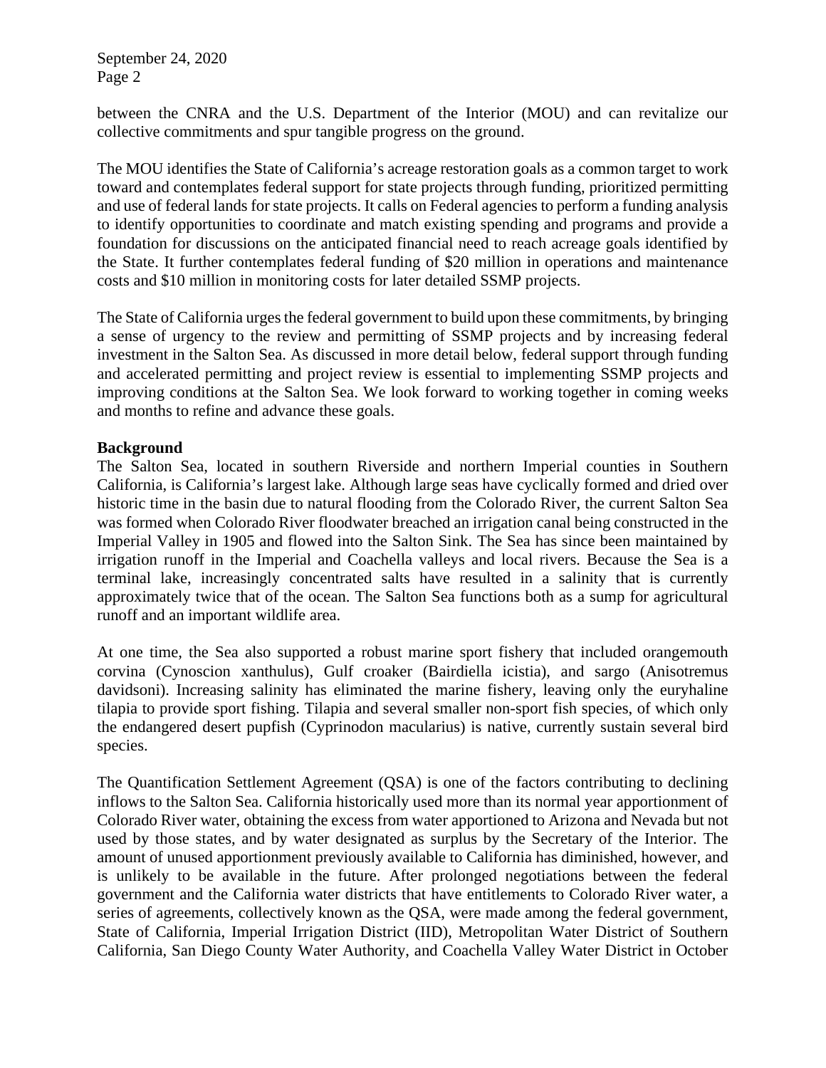between the CNRA and the U.S. Department of the Interior (MOU) and can revitalize our collective commitments and spur tangible progress on the ground.

The MOU identifies the State of California's acreage restoration goals as a common target to work toward and contemplates federal support for state projects through funding, prioritized permitting and use of federal lands for state projects. It calls on Federal agencies to perform a funding analysis to identify opportunities to coordinate and match existing spending and programs and provide a foundation for discussions on the anticipated financial need to reach acreage goals identified by the State. It further contemplates federal funding of $20 million in operations and maintenance costs and $10 million in monitoring costs for later detailed SSMP projects.

The State of California urges the federal government to build upon these commitments, by bringing a sense of urgency to the review and permitting of SSMP projects and by increasing federal investment in the Salton Sea. As discussed in more detail below, federal support through funding and accelerated permitting and project review is essential to implementing SSMP projects and improving conditions at the Salton Sea. We look forward to working together in coming weeks and months to refine and advance these goals.

**Background**

The Salton Sea, located in southern Riverside and northern Imperial counties in Southern California, is California's largest lake. Although large seas have cyclically formed and dried over historic time in the basin due to natural flooding from the Colorado River, the current Salton Sea was formed when Colorado River floodwater breached an irrigation canal being constructed in the Imperial Valley in 1905 and flowed into the Salton Sink. The Sea has since been maintained by irrigation runoff in the Imperial and Coachella valleys and local rivers. Because the Sea is a terminal lake, increasingly concentrated salts have resulted in a salinity that is currently approximately twice that of the ocean. The Salton Sea functions both as a sump for agricultural runoff and an important wildlife area.

At one time, the Sea also supported a robust marine sport fishery that included orangemouth corvina (Cynoscion xanthulus), Gulf croaker (Bairdiella icistia), and sargo (Anisotremus davidsoni). Increasing salinity has eliminated the marine fishery, leaving only the euryhaline tilapia to provide sport fishing. Tilapia and several smaller non-sport fish species, of which only the endangered desert pupfish (Cyprinodon macularius) is native, currently sustain several bird species.

The Quantification Settlement Agreement (QSA) is one of the factors contributing to declining inflows to the Salton Sea. California historically used more than its normal year apportionment of Colorado River water, obtaining the excess from water apportioned to Arizona and Nevada but not used by those states, and by water designated as surplus by the Secretary of the Interior. The amount of unused apportionment previously available to California has diminished, however, and is unlikely to be available in the future. After prolonged negotiations between the federal government and the California water districts that have entitlements to Colorado River water, a series of agreements, collectively known as the QSA, were made among the federal government, State of California, Imperial Irrigation District (IID), Metropolitan Water District of Southern California, San Diego County Water Authority, and Coachella Valley Water District in October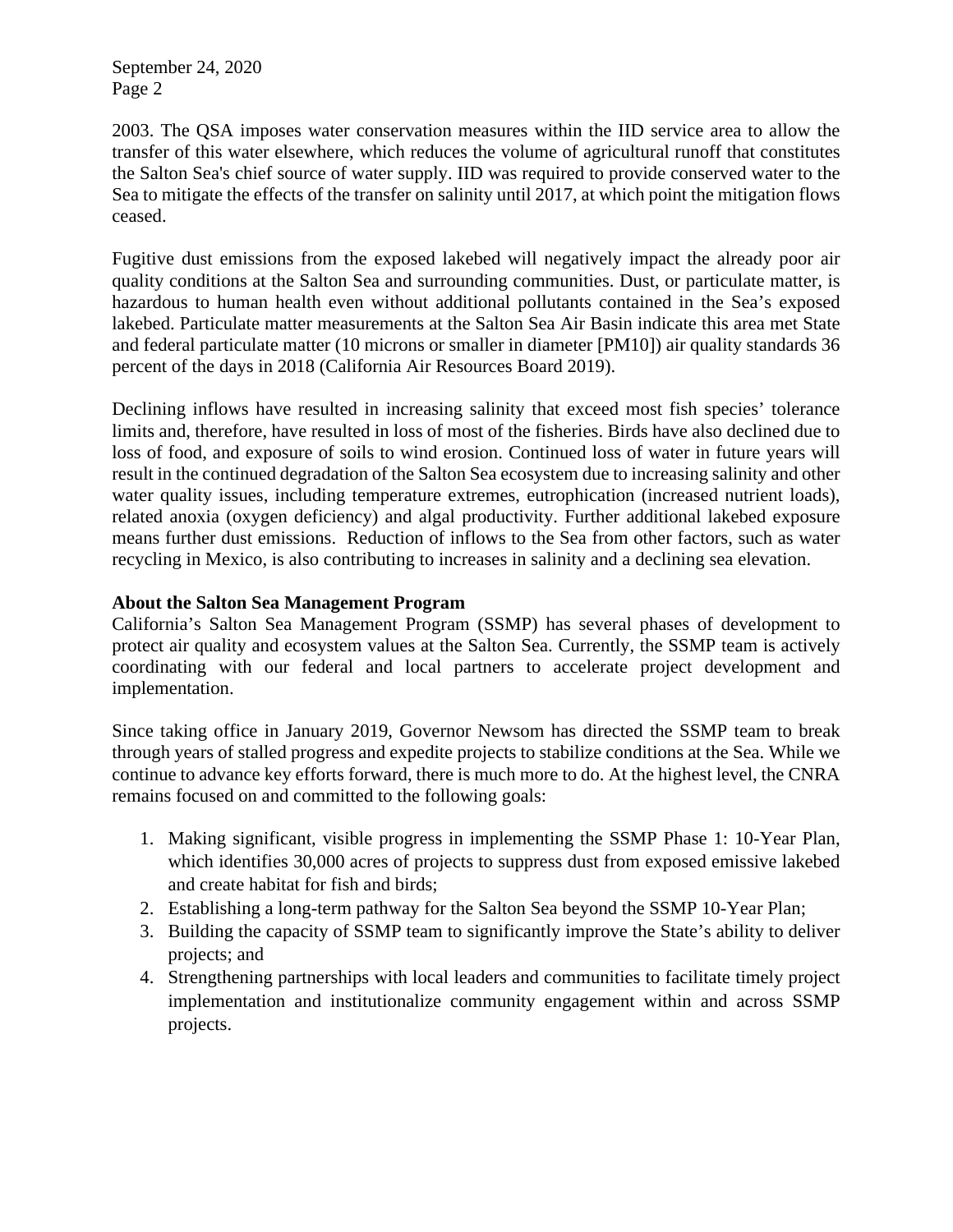2003. The QSA imposes water conservation measures within the IID service area to allow the transfer of this water elsewhere, which reduces the volume of agricultural runoff that constitutes the Salton Sea's chief source of water supply. IID was required to provide conserved water to the Sea to mitigate the effects of the transfer on salinity until 2017, at which point the mitigation flows ceased.

Fugitive dust emissions from the exposed lakebed will negatively impact the already poor air quality conditions at the Salton Sea and surrounding communities. Dust, or particulate matter, is hazardous to human health even without additional pollutants contained in the Sea's exposed lakebed. Particulate matter measurements at the Salton Sea Air Basin indicate this area met State and federal particulate matter (10 microns or smaller in diameter [PM10]) air quality standards 36 percent of the days in 2018 (California Air Resources Board 2019).

Declining inflows have resulted in increasing salinity that exceed most fish species' tolerance limits and, therefore, have resulted in loss of most of the fisheries. Birds have also declined due to loss of food, and exposure of soils to wind erosion. Continued loss of water in future years will result in the continued degradation of the Salton Sea ecosystem due to increasing salinity and other water quality issues, including temperature extremes, eutrophication (increased nutrient loads), related anoxia (oxygen deficiency) and algal productivity. Further additional lakebed exposure means further dust emissions. Reduction of inflows to the Sea from other factors, such as water recycling in Mexico, is also contributing to increases in salinity and a declining sea elevation.

**About the Salton Sea Management Program**

California's Salton Sea Management Program (SSMP) has several phases of development to protect air quality and ecosystem values at the Salton Sea. Currently, the SSMP team is actively coordinating with our federal and local partners to accelerate project development and implementation.

Since taking office in January 2019, Governor Newsom has directed the SSMP team to break through years of stalled progress and expedite projects to stabilize conditions at the Sea. While we continue to advance key efforts forward, there is much more to do. At the highest level, the CNRA remains focused on and committed to the following goals:

1. Making significant, visible progress in implementing the SSMP Phase 1: 10-Year Plan, which identifies 30,000 acres of projects to suppress dust from exposed emissive lakebed and create habitat for fish and birds;
2. Establishing a long-term pathway for the Salton Sea beyond the SSMP 10-Year Plan;
3. Building the capacity of SSMP team to significantly improve the State's ability to deliver projects; and
4. Strengthening partnerships with local leaders and communities to facilitate timely project implementation and institutionalize community engagement within and across SSMP projects.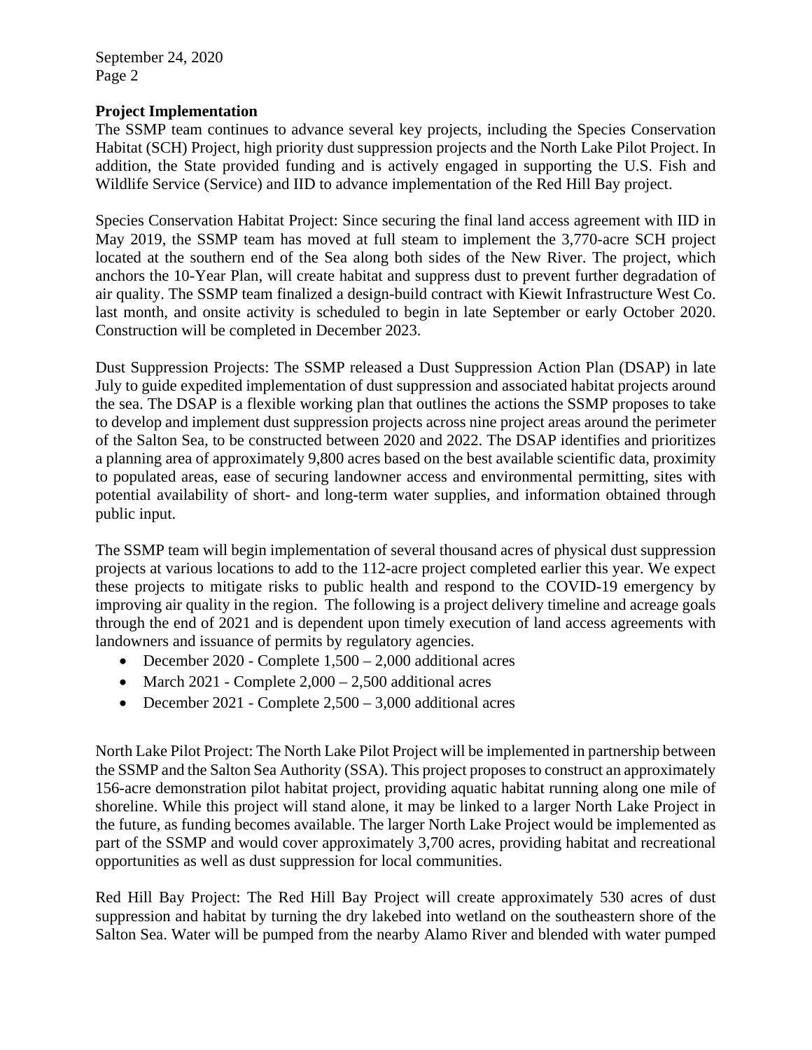**Project Implementation**

The SSMP team continues to advance several key projects, including the Species Conservation Habitat (SCH) Project, high priority dust suppression projects and the North Lake Pilot Project. In addition, the State provided funding and is actively engaged in supporting the U.S. Fish and Wildlife Service (Service) and IID to advance implementation of the Red Hill Bay project.

Species Conservation Habitat Project: Since securing the final land access agreement with IID in May 2019, the SSMP team has moved at full steam to implement the 3,770-acre SCH project located at the southern end of the Sea along both sides of the New River. The project, which anchors the 10-Year Plan, will create habitat and suppress dust to prevent further degradation of air quality. The SSMP team finalized a design-build contract with Kiewit Infrastructure West Co. last month, and onsite activity is scheduled to begin in late September or early October 2020. Construction will be completed in December 2023.

Dust Suppression Projects: The SSMP released a Dust Suppression Action Plan (DSAP) in late July to guide expedited implementation of dust suppression and associated habitat projects around the sea. The DSAP is a flexible working plan that outlines the actions the SSMP proposes to take to develop and implement dust suppression projects across nine project areas around the perimeter of the Salton Sea, to be constructed between 2020 and 2022. The DSAP identifies and prioritizes a planning area of approximately 9,800 acres based on the best available scientific data, proximity to populated areas, ease of securing landowner access and environmental permitting, sites with potential availability of short- and long-term water supplies, and information obtained through public input.

The SSMP team will begin implementation of several thousand acres of physical dust suppression projects at various locations to add to the 112-acre project completed earlier this year. We expect these projects to mitigate risks to public health and respond to the COVID-19 emergency by improving air quality in the region. The following is a project delivery timeline and acreage goals through the end of 2021 and is dependent upon timely execution of land access agreements with landowners and issuance of permits by regulatory agencies.

- December 2020 - Complete 1,500 – 2,000 additional acres
- March 2021 - Complete 2,000 – 2,500 additional acres
- December 2021 - Complete 2,500 – 3,000 additional acres

North Lake Pilot Project: The North Lake Pilot Project will be implemented in partnership between the SSMP and the Salton Sea Authority (SSA). This project proposes to construct an approximately 156-acre demonstration pilot habitat project, providing aquatic habitat running along one mile of shoreline. While this project will stand alone, it may be linked to a larger North Lake Project in the future, as funding becomes available. The larger North Lake Project would be implemented as part of the SSMP and would cover approximately 3,700 acres, providing habitat and recreational opportunities as well as dust suppression for local communities.

Red Hill Bay Project: The Red Hill Bay Project will create approximately 530 acres of dust suppression and habitat by turning the dry lakebed into wetland on the southeastern shore of the Salton Sea. Water will be pumped from the nearby Alamo River and blended with water pumped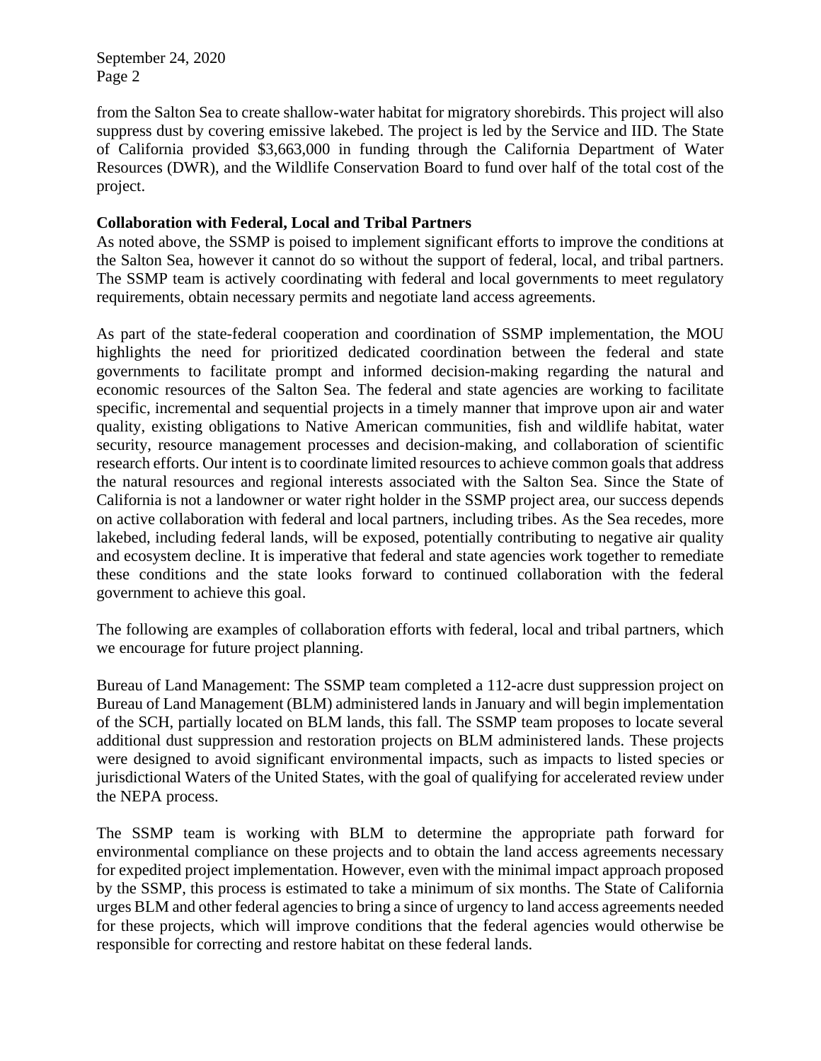from the Salton Sea to create shallow-water habitat for migratory shorebirds. This project will also suppress dust by covering emissive lakebed. The project is led by the Service and IID. The State of California provided $3,663,000 in funding through the California Department of Water Resources (DWR), and the Wildlife Conservation Board to fund over half of the total cost of the project.

**Collaboration with Federal, Local and Tribal Partners**

As noted above, the SSMP is poised to implement significant efforts to improve the conditions at the Salton Sea, however it cannot do so without the support of federal, local, and tribal partners. The SSMP team is actively coordinating with federal and local governments to meet regulatory requirements, obtain necessary permits and negotiate land access agreements.

As part of the state-federal cooperation and coordination of SSMP implementation, the MOU highlights the need for prioritized dedicated coordination between the federal and state governments to facilitate prompt and informed decision-making regarding the natural and economic resources of the Salton Sea. The federal and state agencies are working to facilitate specific, incremental and sequential projects in a timely manner that improve upon air and water quality, existing obligations to Native American communities, fish and wildlife habitat, water security, resource management processes and decision-making, and collaboration of scientific research efforts. Our intent is to coordinate limited resources to achieve common goals that address the natural resources and regional interests associated with the Salton Sea. Since the State of California is not a landowner or water right holder in the SSMP project area, our success depends on active collaboration with federal and local partners, including tribes. As the Sea recedes, more lakebed, including federal lands, will be exposed, potentially contributing to negative air quality and ecosystem decline. It is imperative that federal and state agencies work together to remediate these conditions and the state looks forward to continued collaboration with the federal government to achieve this goal.

The following are examples of collaboration efforts with federal, local and tribal partners, which we encourage for future project planning.

Bureau of Land Management: The SSMP team completed a 112-acre dust suppression project on Bureau of Land Management (BLM) administered lands in January and will begin implementation of the SCH, partially located on BLM lands, this fall. The SSMP team proposes to locate several additional dust suppression and restoration projects on BLM administered lands. These projects were designed to avoid significant environmental impacts, such as impacts to listed species or jurisdictional Waters of the United States, with the goal of qualifying for accelerated review under the NEPA process.

The SSMP team is working with BLM to determine the appropriate path forward for environmental compliance on these projects and to obtain the land access agreements necessary for expedited project implementation. However, even with the minimal impact approach proposed by the SSMP, this process is estimated to take a minimum of six months. The State of California urges BLM and other federal agencies to bring a since of urgency to land access agreements needed for these projects, which will improve conditions that the federal agencies would otherwise be responsible for correcting and restore habitat on these federal lands.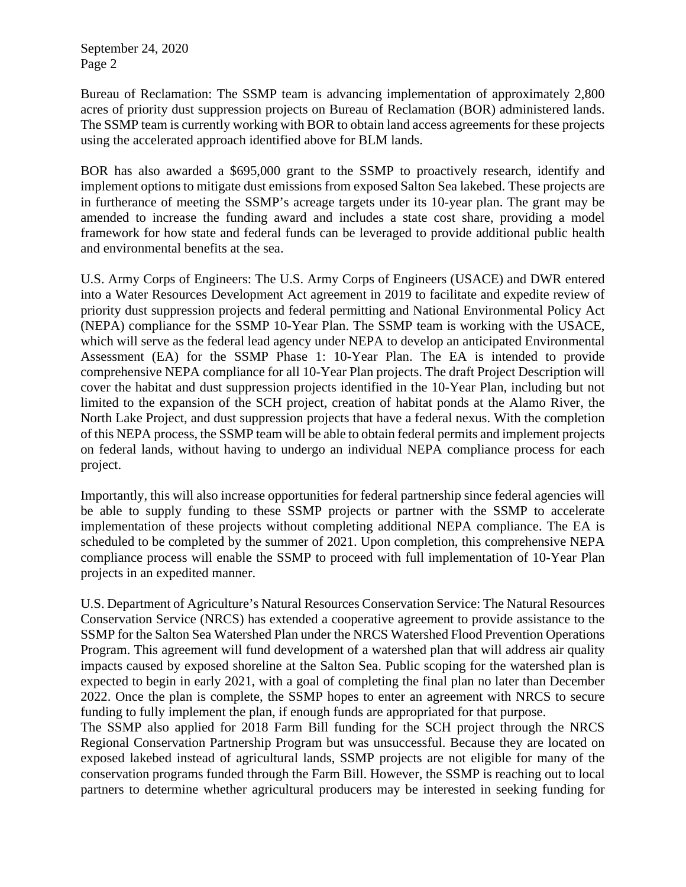Bureau of Reclamation: The SSMP team is advancing implementation of approximately 2,800 acres of priority dust suppression projects on Bureau of Reclamation (BOR) administered lands. The SSMP team is currently working with BOR to obtain land access agreements for these projects using the accelerated approach identified above for BLM lands.

BOR has also awarded a $695,000 grant to the SSMP to proactively research, identify and implement options to mitigate dust emissions from exposed Salton Sea lakebed. These projects are in furtherance of meeting the SSMP's acreage targets under its 10-year plan. The grant may be amended to increase the funding award and includes a state cost share, providing a model framework for how state and federal funds can be leveraged to provide additional public health and environmental benefits at the sea.

U.S. Army Corps of Engineers: The U.S. Army Corps of Engineers (USACE) and DWR entered into a Water Resources Development Act agreement in 2019 to facilitate and expedite review of priority dust suppression projects and federal permitting and National Environmental Policy Act (NEPA) compliance for the SSMP 10-Year Plan. The SSMP team is working with the USACE, which will serve as the federal lead agency under NEPA to develop an anticipated Environmental Assessment (EA) for the SSMP Phase 1: 10-Year Plan. The EA is intended to provide comprehensive NEPA compliance for all 10-Year Plan projects. The draft Project Description will cover the habitat and dust suppression projects identified in the 10-Year Plan, including but not limited to the expansion of the SCH project, creation of habitat ponds at the Alamo River, the North Lake Project, and dust suppression projects that have a federal nexus. With the completion of this NEPA process, the SSMP team will be able to obtain federal permits and implement projects on federal lands, without having to undergo an individual NEPA compliance process for each project.

Importantly, this will also increase opportunities for federal partnership since federal agencies will be able to supply funding to these SSMP projects or partner with the SSMP to accelerate implementation of these projects without completing additional NEPA compliance. The EA is scheduled to be completed by the summer of 2021. Upon completion, this comprehensive NEPA compliance process will enable the SSMP to proceed with full implementation of 10-Year Plan projects in an expedited manner.

U.S. Department of Agriculture's Natural Resources Conservation Service: The Natural Resources Conservation Service (NRCS) has extended a cooperative agreement to provide assistance to the SSMP for the Salton Sea Watershed Plan under the NRCS Watershed Flood Prevention Operations Program. This agreement will fund development of a watershed plan that will address air quality impacts caused by exposed shoreline at the Salton Sea. Public scoping for the watershed plan is expected to begin in early 2021, with a goal of completing the final plan no later than December 2022. Once the plan is complete, the SSMP hopes to enter an agreement with NRCS to secure funding to fully implement the plan, if enough funds are appropriated for that purpose.

The SSMP also applied for 2018 Farm Bill funding for the SCH project through the NRCS Regional Conservation Partnership Program but was unsuccessful. Because they are located on exposed lakebed instead of agricultural lands, SSMP projects are not eligible for many of the conservation programs funded through the Farm Bill. However, the SSMP is reaching out to local partners to determine whether agricultural producers may be interested in seeking funding for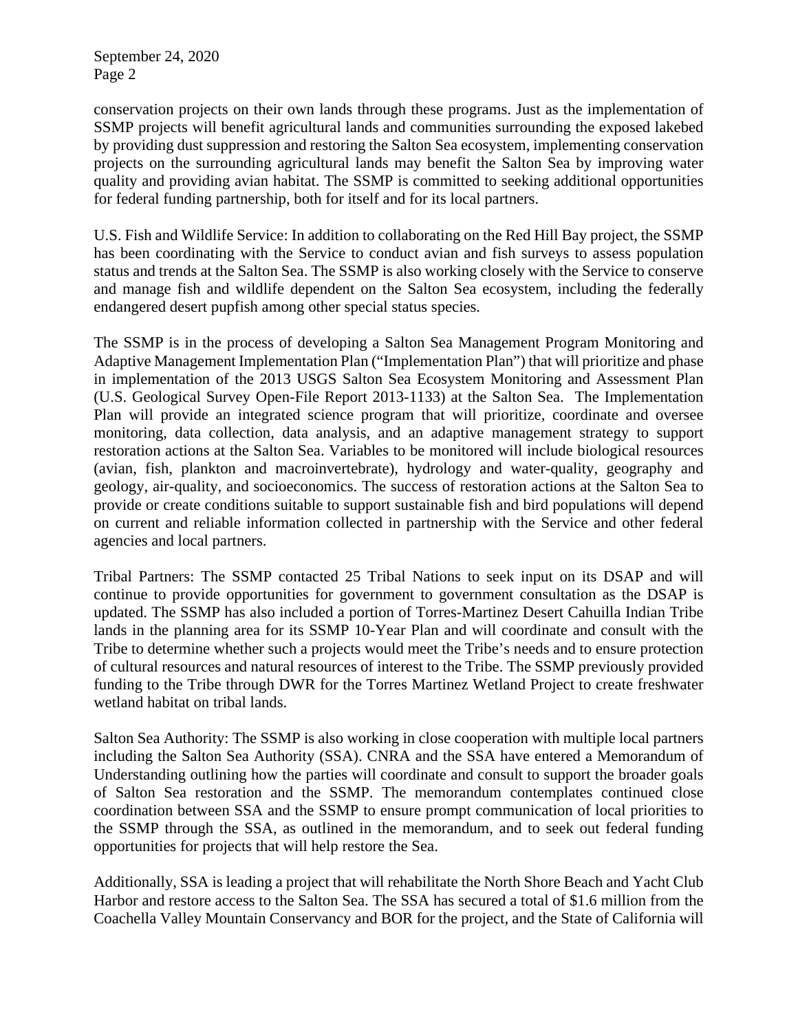conservation projects on their own lands through these programs. Just as the implementation of SSMP projects will benefit agricultural lands and communities surrounding the exposed lakebed by providing dust suppression and restoring the Salton Sea ecosystem, implementing conservation projects on the surrounding agricultural lands may benefit the Salton Sea by improving water quality and providing avian habitat. The SSMP is committed to seeking additional opportunities for federal funding partnership, both for itself and for its local partners.

U.S. Fish and Wildlife Service: In addition to collaborating on the Red Hill Bay project, the SSMP has been coordinating with the Service to conduct avian and fish surveys to assess population status and trends at the Salton Sea. The SSMP is also working closely with the Service to conserve and manage fish and wildlife dependent on the Salton Sea ecosystem, including the federally endangered desert pupfish among other special status species.

The SSMP is in the process of developing a Salton Sea Management Program Monitoring and Adaptive Management Implementation Plan ("Implementation Plan") that will prioritize and phase in implementation of the 2013 USGS Salton Sea Ecosystem Monitoring and Assessment Plan (U.S. Geological Survey Open-File Report 2013-1133) at the Salton Sea. The Implementation Plan will provide an integrated science program that will prioritize, coordinate and oversee monitoring, data collection, data analysis, and an adaptive management strategy to support restoration actions at the Salton Sea. Variables to be monitored will include biological resources (avian, fish, plankton and macroinvertebrate), hydrology and water-quality, geography and geology, air-quality, and socioeconomics. The success of restoration actions at the Salton Sea to provide or create conditions suitable to support sustainable fish and bird populations will depend on current and reliable information collected in partnership with the Service and other federal agencies and local partners.

Tribal Partners: The SSMP contacted 25 Tribal Nations to seek input on its DSAP and will continue to provide opportunities for government to government consultation as the DSAP is updated. The SSMP has also included a portion of Torres-Martinez Desert Cahuilla Indian Tribe lands in the planning area for its SSMP 10-Year Plan and will coordinate and consult with the Tribe to determine whether such a projects would meet the Tribe's needs and to ensure protection of cultural resources and natural resources of interest to the Tribe. The SSMP previously provided funding to the Tribe through DWR for the Torres Martinez Wetland Project to create freshwater wetland habitat on tribal lands.

Salton Sea Authority: The SSMP is also working in close cooperation with multiple local partners including the Salton Sea Authority (SSA). CNRA and the SSA have entered a Memorandum of Understanding outlining how the parties will coordinate and consult to support the broader goals of Salton Sea restoration and the SSMP. The memorandum contemplates continued close coordination between SSA and the SSMP to ensure prompt communication of local priorities to the SSMP through the SSA, as outlined in the memorandum, and to seek out federal funding opportunities for projects that will help restore the Sea.

Additionally, SSA is leading a project that will rehabilitate the North Shore Beach and Yacht Club Harbor and restore access to the Salton Sea. The SSA has secured a total of $1.6 million from the Coachella Valley Mountain Conservancy and BOR for the project, and the State of California will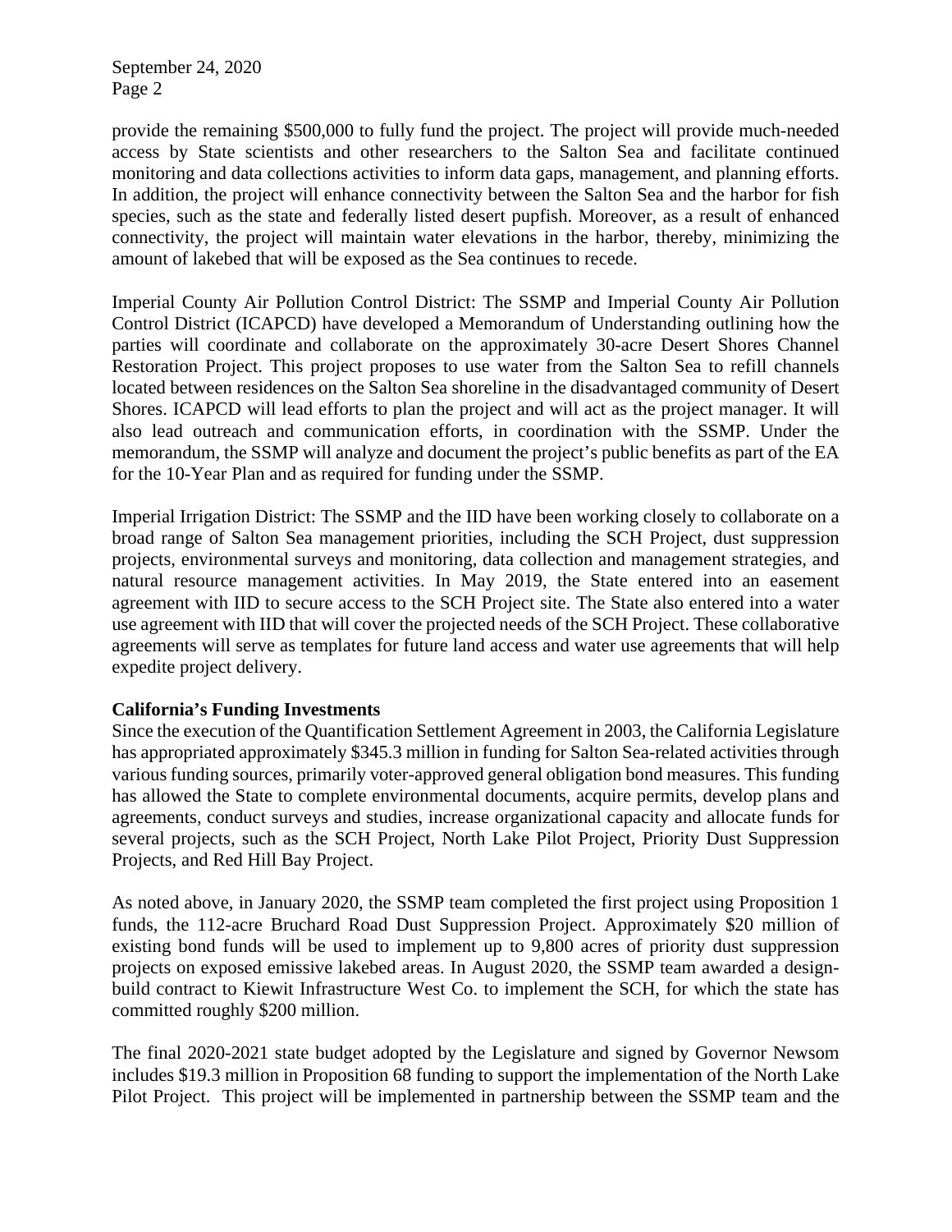provide the remaining $500,000 to fully fund the project. The project will provide much-needed access by State scientists and other researchers to the Salton Sea and facilitate continued monitoring and data collections activities to inform data gaps, management, and planning efforts. In addition, the project will enhance connectivity between the Salton Sea and the harbor for fish species, such as the state and federally listed desert pupfish. Moreover, as a result of enhanced connectivity, the project will maintain water elevations in the harbor, thereby, minimizing the amount of lakebed that will be exposed as the Sea continues to recede.

Imperial County Air Pollution Control District: The SSMP and Imperial County Air Pollution Control District (ICAPCD) have developed a Memorandum of Understanding outlining how the parties will coordinate and collaborate on the approximately 30-acre Desert Shores Channel Restoration Project. This project proposes to use water from the Salton Sea to refill channels located between residences on the Salton Sea shoreline in the disadvantaged community of Desert Shores. ICAPCD will lead efforts to plan the project and will act as the project manager. It will also lead outreach and communication efforts, in coordination with the SSMP. Under the memorandum, the SSMP will analyze and document the project's public benefits as part of the EA for the 10-Year Plan and as required for funding under the SSMP.

Imperial Irrigation District: The SSMP and the IID have been working closely to collaborate on a broad range of Salton Sea management priorities, including the SCH Project, dust suppression projects, environmental surveys and monitoring, data collection and management strategies, and natural resource management activities. In May 2019, the State entered into an easement agreement with IID to secure access to the SCH Project site. The State also entered into a water use agreement with IID that will cover the projected needs of the SCH Project. These collaborative agreements will serve as templates for future land access and water use agreements that will help expedite project delivery.

**California's Funding Investments**

Since the execution of the Quantification Settlement Agreement in 2003, the California Legislature has appropriated approximately $345.3 million in funding for Salton Sea-related activities through various funding sources, primarily voter-approved general obligation bond measures. This funding has allowed the State to complete environmental documents, acquire permits, develop plans and agreements, conduct surveys and studies, increase organizational capacity and allocate funds for several projects, such as the SCH Project, North Lake Pilot Project, Priority Dust Suppression Projects, and Red Hill Bay Project.

As noted above, in January 2020, the SSMP team completed the first project using Proposition 1 funds, the 112-acre Bruchard Road Dust Suppression Project. Approximately $20 million of existing bond funds will be used to implement up to 9,800 acres of priority dust suppression projects on exposed emissive lakebed areas. In August 2020, the SSMP team awarded a design-build contract to Kiewit Infrastructure West Co. to implement the SCH, for which the state has committed roughly $200 million.

The final 2020-2021 state budget adopted by the Legislature and signed by Governor Newsom includes $19.3 million in Proposition 68 funding to support the implementation of the North Lake Pilot Project. This project will be implemented in partnership between the SSMP team and the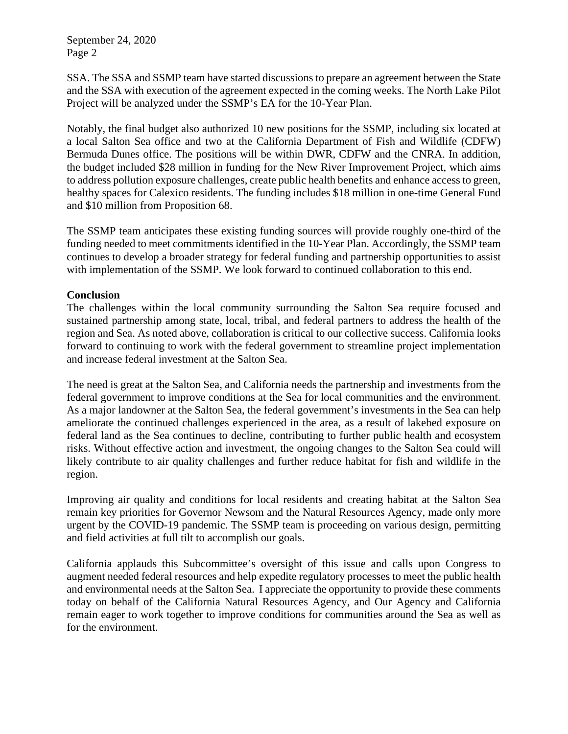SSA. The SSA and SSMP team have started discussions to prepare an agreement between the State and the SSA with execution of the agreement expected in the coming weeks. The North Lake Pilot Project will be analyzed under the SSMP's EA for the 10-Year Plan.

Notably, the final budget also authorized 10 new positions for the SSMP, including six located at a local Salton Sea office and two at the California Department of Fish and Wildlife (CDFW) Bermuda Dunes office. The positions will be within DWR, CDFW and the CNRA. In addition, the budget included $28 million in funding for the New River Improvement Project, which aims to address pollution exposure challenges, create public health benefits and enhance access to green, healthy spaces for Calexico residents. The funding includes $18 million in one-time General Fund and $10 million from Proposition 68.

The SSMP team anticipates these existing funding sources will provide roughly one-third of the funding needed to meet commitments identified in the 10-Year Plan. Accordingly, the SSMP team continues to develop a broader strategy for federal funding and partnership opportunities to assist with implementation of the SSMP. We look forward to continued collaboration to this end.

**Conclusion**

The challenges within the local community surrounding the Salton Sea require focused and sustained partnership among state, local, tribal, and federal partners to address the health of the region and Sea. As noted above, collaboration is critical to our collective success. California looks forward to continuing to work with the federal government to streamline project implementation and increase federal investment at the Salton Sea.

The need is great at the Salton Sea, and California needs the partnership and investments from the federal government to improve conditions at the Sea for local communities and the environment. As a major landowner at the Salton Sea, the federal government's investments in the Sea can help ameliorate the continued challenges experienced in the area, as a result of lakebed exposure on federal land as the Sea continues to decline, contributing to further public health and ecosystem risks. Without effective action and investment, the ongoing changes to the Salton Sea could will likely contribute to air quality challenges and further reduce habitat for fish and wildlife in the region.

Improving air quality and conditions for local residents and creating habitat at the Salton Sea remain key priorities for Governor Newsom and the Natural Resources Agency, made only more urgent by the COVID-19 pandemic. The SSMP team is proceeding on various design, permitting and field activities at full tilt to accomplish our goals.

California applauds this Subcommittee's oversight of this issue and calls upon Congress to augment needed federal resources and help expedite regulatory processes to meet the public health and environmental needs at the Salton Sea. I appreciate the opportunity to provide these comments today on behalf of the California Natural Resources Agency, and Our Agency and California remain eager to work together to improve conditions for communities around the Sea as well as for the environment.